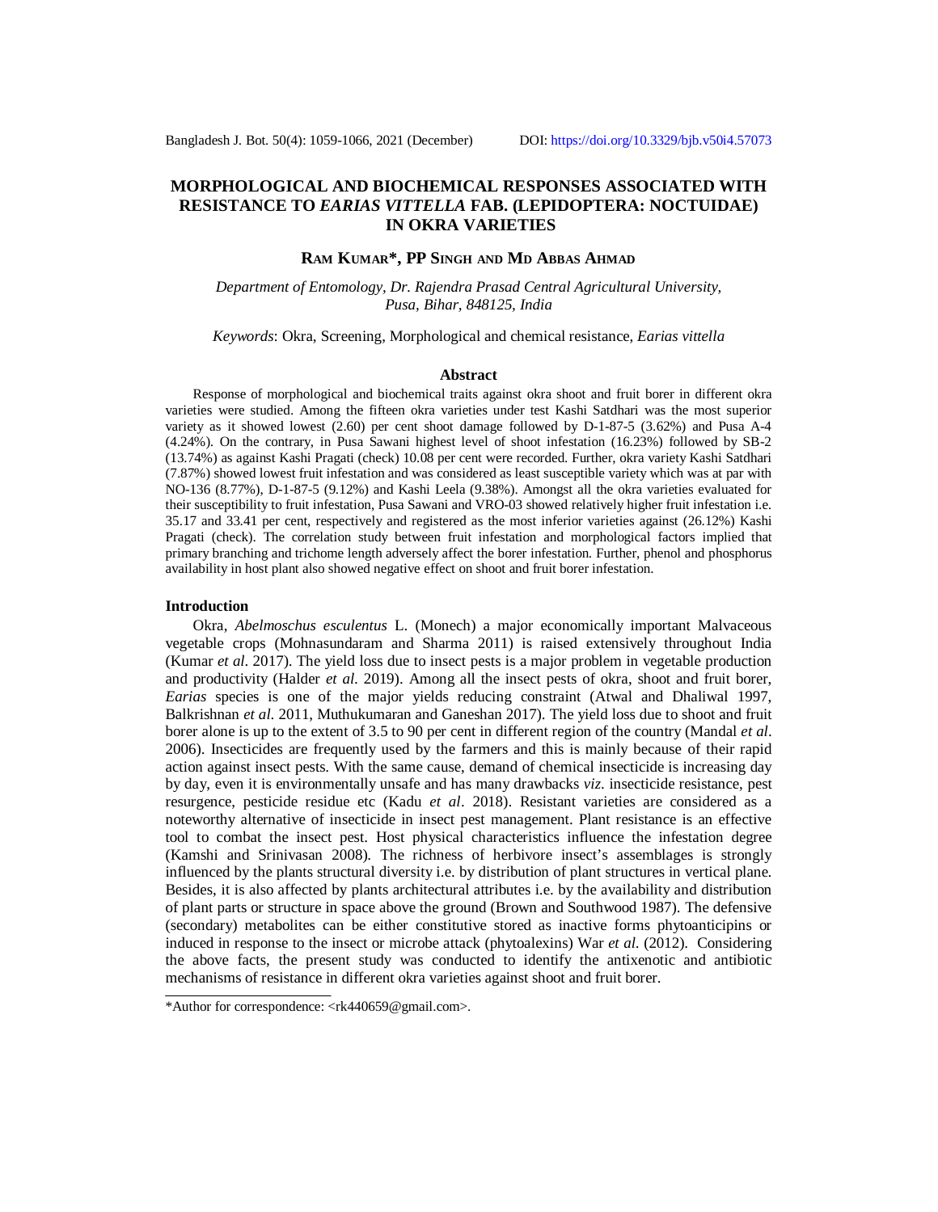# MORPHOLOGICAL AND BIOCHEMICAL RESPONSES ASSOCIATED WITH RESISTANCE TO *EARIAS VITTELLA* FAB. (LEPIDOPTERA: NOCTUIDAE) IN OKRA VARIETIES

**RAM KUMAR\*, PP SINGH AND MD ABBAS AHMAD**

*Department of Entomology, Dr. Rajendra Prasad Central Agricultural University, Pusa, Bihar, 848125, India*

*Keywords*: Okra, Screening, Morphological and chemical resistance, *Earias vittella*

## Abstract

Response of morphological and biochemical traits against okra shoot and fruit borer in different okra varieties were studied. Among the fifteen okra varieties under test Kashi Satdhari was the most superior variety as it showed lowest (2.60) per cent shoot damage followed by D-1-87-5 (3.62%) and Pusa A-4 (4.24%). On the contrary, in Pusa Sawani highest level of shoot infestation (16.23%) followed by SB-2 (13.74%) as against Kashi Pragati (check) 10.08 per cent were recorded. Further, okra variety Kashi Satdhari (7.87%) showed lowest fruit infestation and was considered as least susceptible variety which was at par with NO-136 (8.77%), D-1-87-5 (9.12%) and Kashi Leela (9.38%). Amongst all the okra varieties evaluated for their susceptibility to fruit infestation, Pusa Sawani and VRO-03 showed relatively higher fruit infestation i.e. 35.17 and 33.41 per cent, respectively and registered as the most inferior varieties against (26.12%) Kashi Pragati (check). The correlation study between fruit infestation and morphological factors implied that primary branching and trichome length adversely affect the borer infestation. Further, phenol and phosphorus availability in host plant also showed negative effect on shoot and fruit borer infestation.

## Introduction

Okra, *Abelmoschus esculentus* L. (Monech) a major economically important Malvaceous vegetable crops (Mohnasundaram and Sharma 2011) is raised extensively throughout India (Kumar *et al*. 2017). The yield loss due to insect pests is a major problem in vegetable production and productivity (Halder *et al.* 2019). Among all the insect pests of okra, shoot and fruit borer, *Earias* species is one of the major yields reducing constraint (Atwal and Dhaliwal 1997, Balkrishnan *et al*. 2011, Muthukumaran and Ganeshan 2017). The yield loss due to shoot and fruit borer alone is up to the extent of 3.5 to 90 per cent in different region of the country (Mandal *et al*. 2006). Insecticides are frequently used by the farmers and this is mainly because of their rapid action against insect pests. With the same cause, demand of chemical insecticide is increasing day by day, even it is environmentally unsafe and has many drawbacks *viz.* insecticide resistance, pest resurgence, pesticide residue etc (Kadu *et al*. 2018). Resistant varieties are considered as a noteworthy alternative of insecticide in insect pest management. Plant resistance is an effective tool to combat the insect pest. Host physical characteristics influence the infestation degree (Kamshi and Srinivasan 2008). The richness of herbivore insect's assemblages is strongly influenced by the plants structural diversity i.e. by distribution of plant structures in vertical plane. Besides, it is also affected by plants architectural attributes i.e. by the availability and distribution of plant parts or structure in space above the ground (Brown and Southwood 1987). The defensive (secondary) metabolites can be either constitutive stored as inactive forms phytoanticipins or induced in response to the insect or microbe attack (phytoalexins) War *et al.* (2012). Considering the above facts, the present study was conducted to identify the antixenotic and antibiotic mechanisms of resistance in different okra varieties against shoot and fruit borer.

\*Author for correspondence: <rk440659@gmail.com>.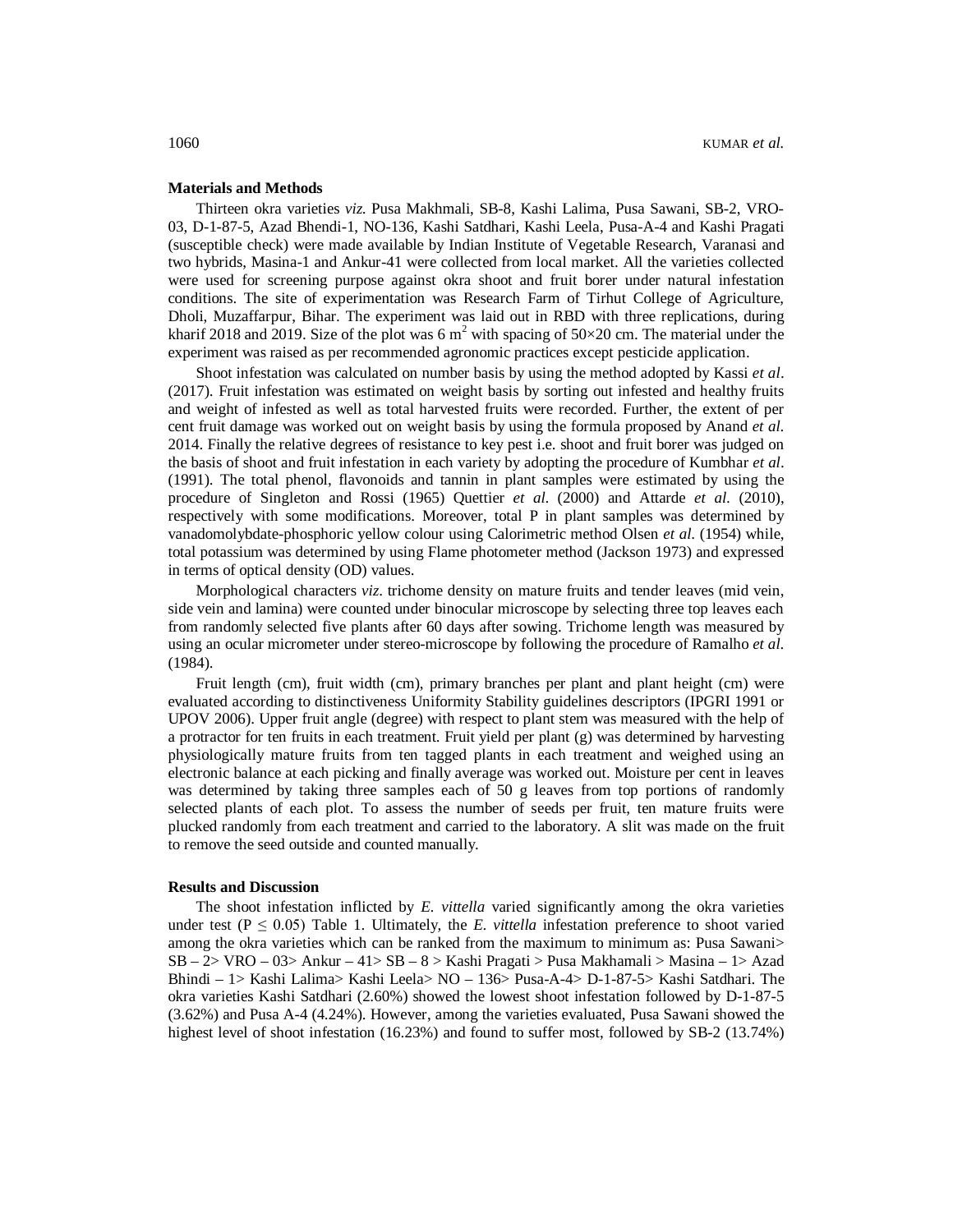### Materials and Methods

Thirteen okra varieties *viz.* Pusa Makhmali, SB-8, Kashi Lalima, Pusa Sawani, SB-2, VRO-03, D-1-87-5, Azad Bhendi-1, NO-136, Kashi Satdhari, Kashi Leela, Pusa-A-4 and Kashi Pragati (susceptible check) were made available by Indian Institute of Vegetable Research, Varanasi and two hybrids, Masina-1 and Ankur-41 were collected from local market. All the varieties collected were used for screening purpose against okra shoot and fruit borer under natural infestation conditions. The site of experimentation was Research Farm of Tirhut College of Agriculture, Dholi, Muzaffarpur, Bihar. The experiment was laid out in RBD with three replications, during kharif 2018 and 2019. Size of the plot was 6 $m^2$ with spacing of 50×20 cm. The material under the experiment was raised as per recommended agronomic practices except pesticide application.

Shoot infestation was calculated on number basis by using the method adopted by Kassi *et al*. (2017). Fruit infestation was estimated on weight basis by sorting out infested and healthy fruits and weight of infested as well as total harvested fruits were recorded. Further, the extent of per cent fruit damage was worked out on weight basis by using the formula proposed by Anand *et al.* 2014. Finally the relative degrees of resistance to key pest i.e. shoot and fruit borer was judged on the basis of shoot and fruit infestation in each variety by adopting the procedure of Kumbhar *et al*. (1991). The total phenol, flavonoids and tannin in plant samples were estimated by using the procedure of Singleton and Rossi (1965) Quettier *et al.* (2000) and Attarde *et al.* (2010), respectively with some modifications. Moreover, total P in plant samples was determined by vanadomolybdate-phosphoric yellow colour using Calorimetric method Olsen *et al.* (1954) while, total potassium was determined by using Flame photometer method (Jackson 1973) and expressed in terms of optical density (OD) values.

Morphological characters *viz.* trichome density on mature fruits and tender leaves (mid vein, side vein and lamina) were counted under binocular microscope by selecting three top leaves each from randomly selected five plants after 60 days after sowing. Trichome length was measured by using an ocular micrometer under stereo-microscope by following the procedure of Ramalho *et al.* (1984).

Fruit length (cm), fruit width (cm), primary branches per plant and plant height (cm) were evaluated according to distinctiveness Uniformity Stability guidelines descriptors (IPGRI 1991 or UPOV 2006). Upper fruit angle (degree) with respect to plant stem was measured with the help of a protractor for ten fruits in each treatment. Fruit yield per plant (g) was determined by harvesting physiologically mature fruits from ten tagged plants in each treatment and weighed using an electronic balance at each picking and finally average was worked out. Moisture per cent in leaves was determined by taking three samples each of 50 g leaves from top portions of randomly selected plants of each plot. To assess the number of seeds per fruit, ten mature fruits were plucked randomly from each treatment and carried to the laboratory. A slit was made on the fruit to remove the seed outside and counted manually.

### Results and Discussion

The shoot infestation inflicted by *E. vittella* varied significantly among the okra varieties under test ($P \leq 0.05$) Table 1. Ultimately, the *E. vittella* infestation preference to shoot varied among the okra varieties which can be ranked from the maximum to minimum as: Pusa Sawani> SB – 2> VRO – 03> Ankur – 41> SB – 8 > Kashi Pragati > Pusa Makhamali > Masina – 1> Azad Bhindi – 1> Kashi Lalima> Kashi Leela> NO – 136> Pusa-A-4> D-1-87-5> Kashi Satdhari. The okra varieties Kashi Satdhari (2.60%) showed the lowest shoot infestation followed by D-1-87-5 (3.62%) and Pusa A-4 (4.24%). However, among the varieties evaluated, Pusa Sawani showed the highest level of shoot infestation (16.23%) and found to suffer most, followed by SB-2 (13.74%)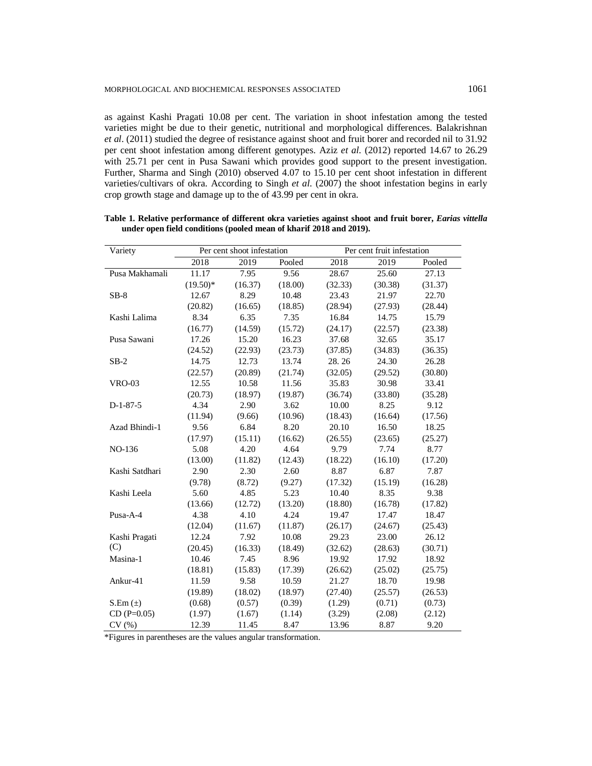as against Kashi Pragati 10.08 per cent. The variation in shoot infestation among the tested varieties might be due to their genetic, nutritional and morphological differences. Balakrishnan *et al*. (2011) studied the degree of resistance against shoot and fruit borer and recorded nil to 31.92 per cent shoot infestation among different genotypes. Aziz *et al.* (2012) reported 14.67 to 26.29 with 25.71 per cent in Pusa Sawani which provides good support to the present investigation. Further, Sharma and Singh (2010) observed 4.07 to 15.10 per cent shoot infestation in different varieties/cultivars of okra. According to Singh *et al.* (2007) the shoot infestation begins in early crop growth stage and damage up to the of 43.99 per cent in okra.

**Table 1. Relative performance of different okra varieties against shoot and fruit borer, *Earias vittella* under open field conditions (pooled mean of kharif 2018 and 2019).**

| Variety | Per cent shoot infestation | | | Per cent fruit infestation | | |
|---|---|---|---|---|---|---|
| | 2018 | 2019 | Pooled | 2018 | 2019 | Pooled |
| Pusa Makhamali | 11.17<br>(19.50)* | 7.95<br>(16.37) | 9.56<br>(18.00) | 28.67<br>(32.33) | 25.60<br>(30.38) | 27.13<br>(31.37) |
| SB-8 | 12.67<br>(20.82) | 8.29<br>(16.65) | 10.48<br>(18.85) | 23.43<br>(28.94) | 21.97<br>(27.93) | 22.70<br>(28.44) |
| Kashi Lalima | 8.34<br>(16.77) | 6.35<br>(14.59) | 7.35<br>(15.72) | 16.84<br>(24.17) | 14.75<br>(22.57) | 15.79<br>(23.38) |
| Pusa Sawani | 17.26<br>(24.52) | 15.20<br>(22.93) | 16.23<br>(23.73) | 37.68<br>(37.85) | 32.65<br>(34.83) | 35.17<br>(36.35) |
| SB-2 | 14.75<br>(22.57) | 12.73<br>(20.89) | 13.74<br>(21.74) | 28. 26<br>(32.05) | 24.30<br>(29.52) | 26.28<br>(30.80) |
| VRO-03 | 12.55<br>(20.73) | 10.58<br>(18.97) | 11.56<br>(19.87) | 35.83<br>(36.74) | 30.98<br>(33.80) | 33.41<br>(35.28) |
| D-1-87-5 | 4.34<br>(11.94) | 2.90<br>(9.66) | 3.62<br>(10.96) | 10.00<br>(18.43) | 8.25<br>(16.64) | 9.12<br>(17.56) |
| Azad Bhindi-1 | 9.56<br>(17.97) | 6.84<br>(15.11) | 8.20<br>(16.62) | 20.10<br>(26.55) | 16.50<br>(23.65) | 18.25<br>(25.27) |
| NO-136 | 5.08<br>(13.00) | 4.20<br>(11.82) | 4.64<br>(12.43) | 9.79<br>(18.22) | 7.74<br>(16.10) | 8.77<br>(17.20) |
| Kashi Satdhari | 2.90<br>(9.78) | 2.30<br>(8.72) | 2.60<br>(9.27) | 8.87<br>(17.32) | 6.87<br>(15.19) | 7.87<br>(16.28) |
| Kashi Leela | 5.60<br>(13.66) | 4.85<br>(12.72) | 5.23<br>(13.20) | 10.40<br>(18.80) | 8.35<br>(16.78) | 9.38<br>(17.82) |
| Pusa-A-4 | 4.38<br>(12.04) | 4.10<br>(11.67) | 4.24<br>(11.87) | 19.47<br>(26.17) | 17.47<br>(24.67) | 18.47<br>(25.43) |
| Kashi Pragati (C) | 12.24<br>(20.45) | 7.92<br>(16.33) | 10.08<br>(18.49) | 29.23<br>(32.62) | 23.00<br>(28.63) | 26.12<br>(30.71) |
| Masina-1 | 10.46<br>(18.81) | 7.45<br>(15.83) | 8.96<br>(17.39) | 19.92<br>(26.62) | 17.92<br>(25.02) | 18.92<br>(25.75) |
| Ankur-41 | 11.59<br>(19.89) | 9.58<br>(18.02) | 10.59<br>(18.97) | 21.27<br>(27.40) | 18.70<br>(25.57) | 19.98<br>(26.53) |
| S.Em (±) | (0.68) | (0.57) | (0.39) | (1.29) | (0.71) | (0.73) |
| CD (P=0.05) | (1.97) | (1.67) | (1.14) | (3.29) | (2.08) | (2.12) |
| CV (%) | 12.39 | 11.45 | 8.47 | 13.96 | 8.87 | 9.20 |

*Figures in parentheses are the values angular transformation.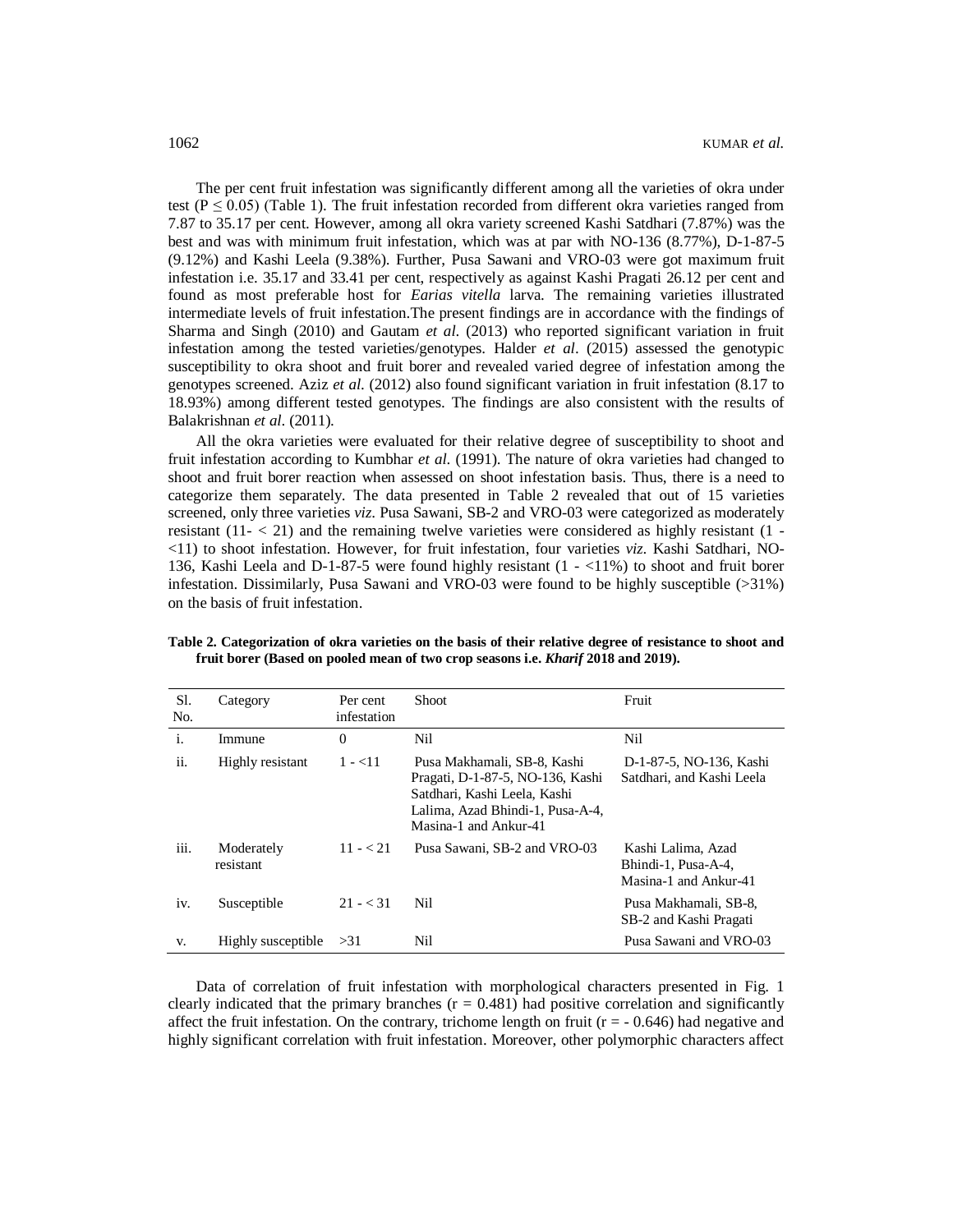The per cent fruit infestation was significantly different among all the varieties of okra under test ($P \leq 0.05$) (Table 1). The fruit infestation recorded from different okra varieties ranged from 7.87 to 35.17 per cent. However, among all okra variety screened Kashi Satdhari (7.87%) was the best and was with minimum fruit infestation, which was at par with NO-136 (8.77%), D-1-87-5 (9.12%) and Kashi Leela (9.38%). Further, Pusa Sawani and VRO-03 were got maximum fruit infestation i.e. 35.17 and 33.41 per cent, respectively as against Kashi Pragati 26.12 per cent and found as most preferable host for *Earias vitella* larva. The remaining varieties illustrated intermediate levels of fruit infestation.The present findings are in accordance with the findings of Sharma and Singh (2010) and Gautam *et al*. (2013) who reported significant variation in fruit infestation among the tested varieties/genotypes. Halder *et al*. (2015) assessed the genotypic susceptibility to okra shoot and fruit borer and revealed varied degree of infestation among the genotypes screened. Aziz *et al*. (2012) also found significant variation in fruit infestation (8.17 to 18.93%) among different tested genotypes. The findings are also consistent with the results of Balakrishnan *et al*. (2011).

All the okra varieties were evaluated for their relative degree of susceptibility to shoot and fruit infestation according to Kumbhar *et al*. (1991). The nature of okra varieties had changed to shoot and fruit borer reaction when assessed on shoot infestation basis. Thus, there is a need to categorize them separately. The data presented in Table 2 revealed that out of 15 varieties screened, only three varieties *viz*. Pusa Sawani, SB-2 and VRO-03 were categorized as moderately resistant (11- < 21) and the remaining twelve varieties were considered as highly resistant (1 - <11) to shoot infestation. However, for fruit infestation, four varieties *viz*. Kashi Satdhari, NO-136, Kashi Leela and D-1-87-5 were found highly resistant (1 - <11%) to shoot and fruit borer infestation. Dissimilarly, Pusa Sawani and VRO-03 were found to be highly susceptible (>31%) on the basis of fruit infestation.

**Table 2. Categorization of okra varieties on the basis of their relative degree of resistance to shoot and fruit borer (Based on pooled mean of two crop seasons i.e. *Kharif* 2018 and 2019).**

| Sl. No. | Category | Per cent infestation | Shoot | Fruit |
|---|---|---|---|---|
| i. | Immune | 0 | Nil | Nil |
| ii. | Highly resistant | 1 - <11 | Pusa Makhamali, SB-8, Kashi Pragati, D-1-87-5, NO-136, Kashi Satdhari, Kashi Leela, Kashi Lalima, Azad Bhindi-1, Pusa-A-4, Masina-1 and Ankur-41 | D-1-87-5, NO-136, Kashi Satdhari, and Kashi Leela |
| iii. | Moderately resistant | 11 - < 21 | Pusa Sawani, SB-2 and VRO-03 | Kashi Lalima, Azad Bhindi-1, Pusa-A-4, Masina-1 and Ankur-41 |
| iv. | Susceptible | 21 - < 31 | Nil | Pusa Makhamali, SB-8, SB-2 and Kashi Pragati |
| v. | Highly susceptible | >31 | Nil | Pusa Sawani and VRO-03 |

Data of correlation of fruit infestation with morphological characters presented in Fig. 1 clearly indicated that the primary branches ($r = 0.481$) had positive correlation and significantly affect the fruit infestation. On the contrary, trichome length on fruit ($r = - 0.646$) had negative and highly significant correlation with fruit infestation. Moreover, other polymorphic characters affect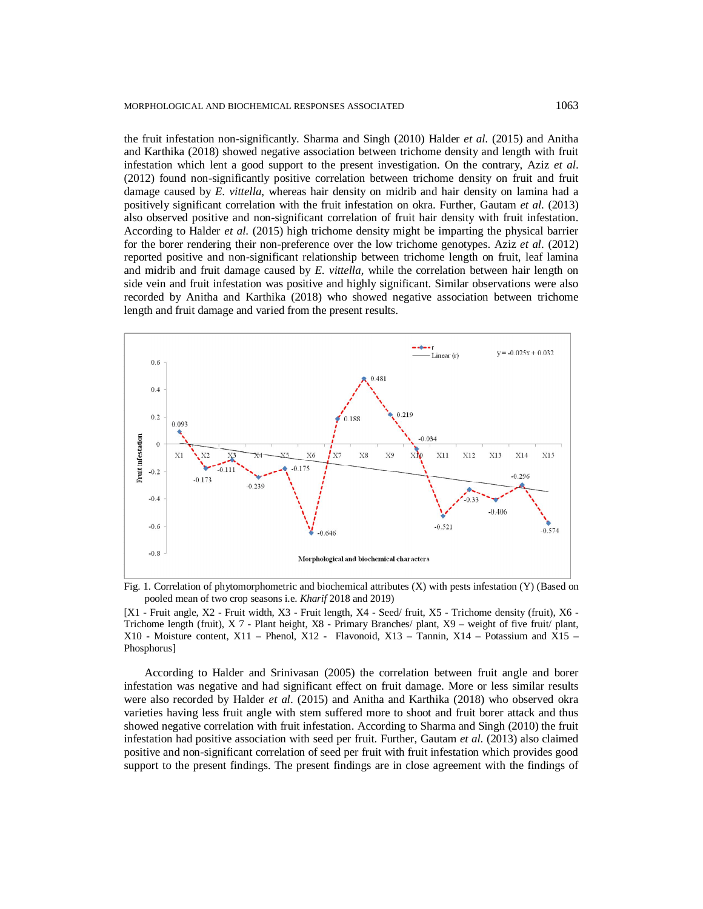the fruit infestation non-significantly. Sharma and Singh (2010) Halder *et al.* (2015) and Anitha and Karthika (2018) showed negative association between trichome density and length with fruit infestation which lent a good support to the present investigation. On the contrary, Aziz *et al.* (2012) found non-significantly positive correlation between trichome density on fruit and fruit damage caused by *E. vittella*, whereas hair density on midrib and hair density on lamina had a positively significant correlation with the fruit infestation on okra. Further, Gautam *et al.* (2013) also observed positive and non-significant correlation of fruit hair density with fruit infestation. According to Halder *et al.* (2015) high trichome density might be imparting the physical barrier for the borer rendering their non-preference over the low trichome genotypes. Aziz *et al.* (2012) reported positive and non-significant relationship between trichome length on fruit, leaf lamina and midrib and fruit damage caused by *E. vittella*, while the correlation between hair length on side vein and fruit infestation was positive and highly significant. Similar observations were also recorded by Anitha and Karthika (2018) who showed negative association between trichome length and fruit damage and varied from the present results.

r
Linear (r)
y = -0.025x + 0.032
Fruit infestation
0.6
0.4
0.2
0
-0.2
-0.4
-0.6
-0.8
0.093
-0.173
-0.111
-0.239
-0.175
-0.646
0.188
0.481
0.219
-0.034
-0.521
-0.33
-0.406
-0.296
-0.574
X1 X2 X3 X4 X5 X6 X7 X8 X9 X10 X11 X12 X13 X14 X15
Morphological and biochemical characters

Fig. 1. Correlation of phytomorphometric and biochemical attributes (X) with pests infestation (Y) (Based on pooled mean of two crop seasons i.e. *Kharif* 2018 and 2019)

[X1 - Fruit angle, X2 - Fruit width, X3 - Fruit length, X4 - Seed/ fruit, X5 - Trichome density (fruit), X6 - Trichome length (fruit), X 7 - Plant height, X8 - Primary Branches/ plant, X9 – weight of five fruit/ plant, X10 - Moisture content, X11 – Phenol, X12 - Flavonoid, X13 – Tannin, X14 – Potassium and X15 – Phosphorus]

According to Halder and Srinivasan (2005) the correlation between fruit angle and borer infestation was negative and had significant effect on fruit damage. More or less similar results were also recorded by Halder *et al.* (2015) and Anitha and Karthika (2018) who observed okra varieties having less fruit angle with stem suffered more to shoot and fruit borer attack and thus showed negative correlation with fruit infestation. According to Sharma and Singh (2010) the fruit infestation had positive association with seed per fruit. Further, Gautam *et al.* (2013) also claimed positive and non-significant correlation of seed per fruit with fruit infestation which provides good support to the present findings. The present findings are in close agreement with the findings of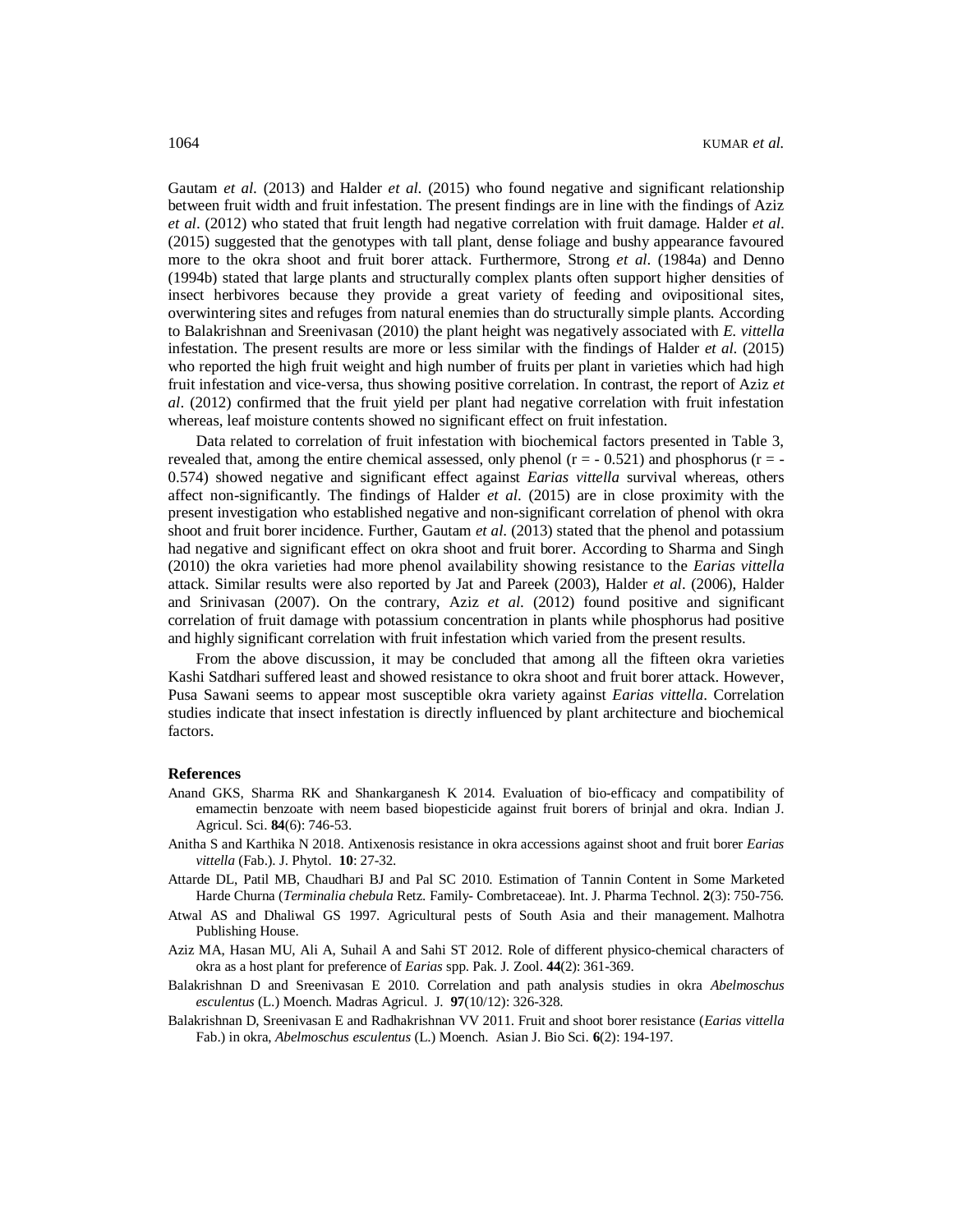Gautam *et al.* (2013) and Halder *et al.* (2015) who found negative and significant relationship between fruit width and fruit infestation. The present findings are in line with the findings of Aziz *et al*. (2012) who stated that fruit length had negative correlation with fruit damage. Halder *et al*. (2015) suggested that the genotypes with tall plant, dense foliage and bushy appearance favoured more to the okra shoot and fruit borer attack. Furthermore, Strong *et al*. (1984a) and Denno (1994b) stated that large plants and structurally complex plants often support higher densities of insect herbivores because they provide a great variety of feeding and ovipositional sites, overwintering sites and refuges from natural enemies than do structurally simple plants. According to Balakrishnan and Sreenivasan (2010) the plant height was negatively associated with *E. vittella* infestation. The present results are more or less similar with the findings of Halder *et al*. (2015) who reported the high fruit weight and high number of fruits per plant in varieties which had high fruit infestation and vice-versa, thus showing positive correlation. In contrast, the report of Aziz *et al*. (2012) confirmed that the fruit yield per plant had negative correlation with fruit infestation whereas, leaf moisture contents showed no significant effect on fruit infestation.

Data related to correlation of fruit infestation with biochemical factors presented in Table 3, revealed that, among the entire chemical assessed, only phenol (r = - 0.521) and phosphorus (r = - 0.574) showed negative and significant effect against *Earias vittella* survival whereas, others affect non-significantly. The findings of Halder *et al*. (2015) are in close proximity with the present investigation who established negative and non-significant correlation of phenol with okra shoot and fruit borer incidence. Further, Gautam *et al*. (2013) stated that the phenol and potassium had negative and significant effect on okra shoot and fruit borer. According to Sharma and Singh (2010) the okra varieties had more phenol availability showing resistance to the *Earias vittella* attack. Similar results were also reported by Jat and Pareek (2003), Halder *et al*. (2006), Halder and Srinivasan (2007). On the contrary, Aziz *et al.* (2012) found positive and significant correlation of fruit damage with potassium concentration in plants while phosphorus had positive and highly significant correlation with fruit infestation which varied from the present results.

From the above discussion, it may be concluded that among all the fifteen okra varieties Kashi Satdhari suffered least and showed resistance to okra shoot and fruit borer attack. However, Pusa Sawani seems to appear most susceptible okra variety against *Earias vittella*. Correlation studies indicate that insect infestation is directly influenced by plant architecture and biochemical factors.

## References

Anand GKS, Sharma RK and Shankarganesh K 2014. Evaluation of bio-efficacy and compatibility of emamectin benzoate with neem based biopesticide against fruit borers of brinjal and okra. Indian J. Agricul. Sci. **84**(6): 746-53.

Anitha S and Karthika N 2018. Antixenosis resistance in okra accessions against shoot and fruit borer *Earias vittella* (Fab.). J. Phytol. **10**: 27-32.

Attarde DL, Patil MB, Chaudhari BJ and Pal SC 2010. Estimation of Tannin Content in Some Marketed Harde Churna (*Terminalia chebula* Retz. Family- Combretaceae). Int. J. Pharma Technol. **2**(3): 750-756.

Atwal AS and Dhaliwal GS 1997. Agricultural pests of South Asia and their management. Malhotra Publishing House.

Aziz MA, Hasan MU, Ali A, Suhail A and Sahi ST 2012. Role of different physico-chemical characters of okra as a host plant for preference of *Earias* spp. Pak. J. Zool. **44**(2): 361-369.

Balakrishnan D and Sreenivasan E 2010. Correlation and path analysis studies in okra *Abelmoschus esculentus* (L.) Moench. Madras Agricul. J. **97**(10/12): 326-328.

Balakrishnan D, Sreenivasan E and Radhakrishnan VV 2011. Fruit and shoot borer resistance (*Earias vittella* Fab.) in okra, *Abelmoschus esculentus* (L.) Moench. Asian J. Bio Sci. **6**(2): 194-197.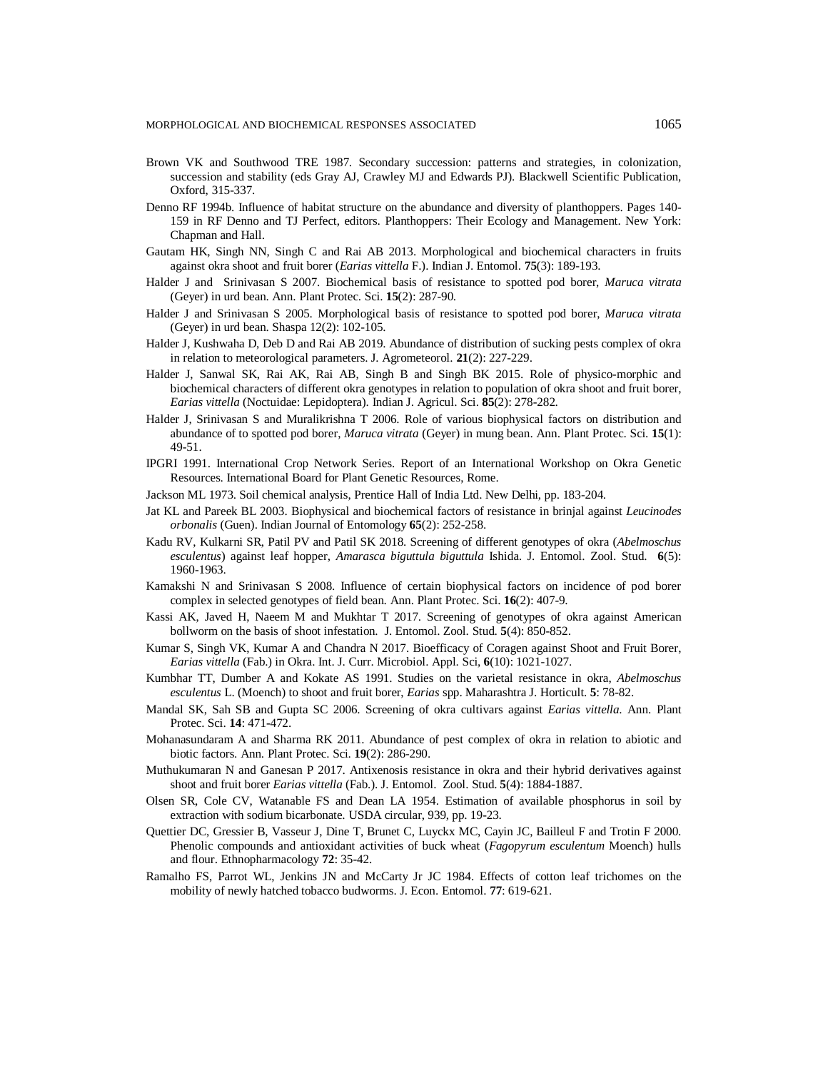Brown VK and Southwood TRE 1987. Secondary succession: patterns and strategies, in colonization, succession and stability (eds Gray AJ, Crawley MJ and Edwards PJ). Blackwell Scientific Publication, Oxford, 315-337.

Denno RF 1994b. Influence of habitat structure on the abundance and diversity of planthoppers. Pages 140-159 in RF Denno and TJ Perfect, editors. Planthoppers: Their Ecology and Management. New York: Chapman and Hall.

Gautam HK, Singh NN, Singh C and Rai AB 2013. Morphological and biochemical characters in fruits against okra shoot and fruit borer (*Earias vittella* F.). Indian J. Entomol. **75**(3): 189-193.

Halder J and Srinivasan S 2007. Biochemical basis of resistance to spotted pod borer, *Maruca vitrata* (Geyer) in urd bean. Ann. Plant Protec. Sci. **15**(2): 287-90.

Halder J and Srinivasan S 2005. Morphological basis of resistance to spotted pod borer, *Maruca vitrata* (Geyer) in urd bean. Shaspa 12(2): 102-105.

Halder J, Kushwaha D, Deb D and Rai AB 2019. Abundance of distribution of sucking pests complex of okra in relation to meteorological parameters. J. Agrometeorol. **21**(2): 227-229.

Halder J, Sanwal SK, Rai AK, Rai AB, Singh B and Singh BK 2015. Role of physico-morphic and biochemical characters of different okra genotypes in relation to population of okra shoot and fruit borer, *Earias vittella* (Noctuidae: Lepidoptera). Indian J. Agricul. Sci. **85**(2): 278-282.

Halder J, Srinivasan S and Muralikrishna T 2006. Role of various biophysical factors on distribution and abundance of to spotted pod borer, *Maruca vitrata* (Geyer) in mung bean. Ann. Plant Protec. Sci. **15**(1): 49-51.

IPGRI 1991. International Crop Network Series. Report of an International Workshop on Okra Genetic Resources. International Board for Plant Genetic Resources, Rome.

Jackson ML 1973. Soil chemical analysis, Prentice Hall of India Ltd. New Delhi, pp. 183-204.

Jat KL and Pareek BL 2003. Biophysical and biochemical factors of resistance in brinjal against *Leucinodes orbonalis* (Guen). Indian Journal of Entomology **65**(2): 252-258.

Kadu RV, Kulkarni SR, Patil PV and Patil SK 2018. Screening of different genotypes of okra (*Abelmoschus esculentus*) against leaf hopper, *Amarasca biguttula biguttula* Ishida. J. Entomol. Zool. Stud. **6**(5): 1960-1963.

Kamakshi N and Srinivasan S 2008. Influence of certain biophysical factors on incidence of pod borer complex in selected genotypes of field bean. Ann. Plant Protec. Sci. **16**(2): 407-9.

Kassi AK, Javed H, Naeem M and Mukhtar T 2017. Screening of genotypes of okra against American bollworm on the basis of shoot infestation. J. Entomol. Zool. Stud. **5**(4): 850-852.

Kumar S, Singh VK, Kumar A and Chandra N 2017. Bioefficacy of Coragen against Shoot and Fruit Borer, *Earias vittella* (Fab.) in Okra. Int. J. Curr. Microbiol. Appl. Sci, **6**(10): 1021-1027.

Kumbhar TT, Dumber A and Kokate AS 1991. Studies on the varietal resistance in okra, *Abelmoschus esculentus* L. (Moench) to shoot and fruit borer, *Earias* spp. Maharashtra J. Horticult. **5**: 78-82.

Mandal SK, Sah SB and Gupta SC 2006. Screening of okra cultivars against *Earias vittella.* Ann. Plant Protec. Sci. **14**: 471-472.

Mohanasundaram A and Sharma RK 2011. Abundance of pest complex of okra in relation to abiotic and biotic factors. Ann. Plant Protec. Sci. **19**(2): 286-290.

Muthukumaran N and Ganesan P 2017. Antixenosis resistance in okra and their hybrid derivatives against shoot and fruit borer *Earias vittella* (Fab.). J. Entomol. Zool. Stud. **5**(4): 1884-1887.

Olsen SR, Cole CV, Watanable FS and Dean LA 1954. Estimation of available phosphorus in soil by extraction with sodium bicarbonate. USDA circular, 939, pp. 19-23.

Quettier DC, Gressier B, Vasseur J, Dine T, Brunet C, Luyckx MC, Cayin JC, Bailleul F and Trotin F 2000. Phenolic compounds and antioxidant activities of buck wheat (*Fagopyrum esculentum* Moench) hulls and flour. Ethnopharmacology **72**: 35-42.

Ramalho FS, Parrot WL, Jenkins JN and McCarty Jr JC 1984. Effects of cotton leaf trichomes on the mobility of newly hatched tobacco budworms. J. Econ. Entomol. **77**: 619-621.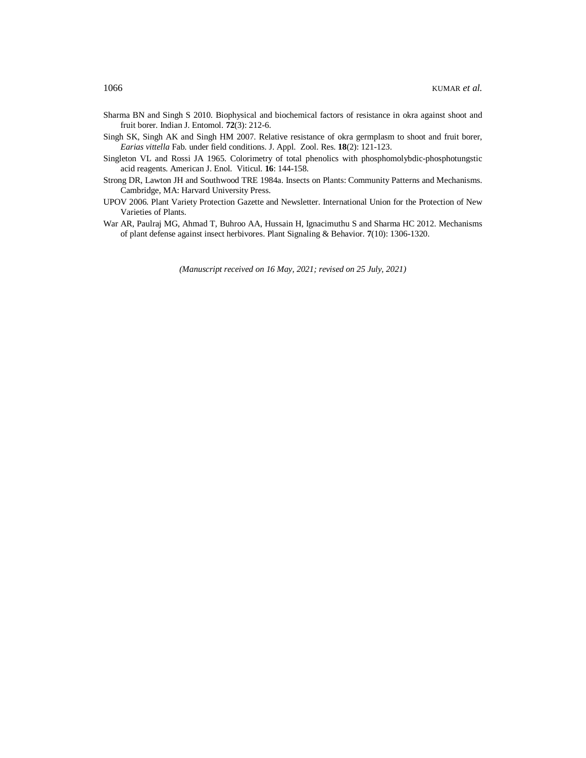Sharma BN and Singh S 2010. Biophysical and biochemical factors of resistance in okra against shoot and fruit borer. Indian J. Entomol. **72**(3): 212-6.

Singh SK, Singh AK and Singh HM 2007. Relative resistance of okra germplasm to shoot and fruit borer, *Earias vittella* Fab. under field conditions. J. Appl. Zool. Res. **18**(2): 121-123.

Singleton VL and Rossi JA 1965. Colorimetry of total phenolics with phosphomolybdic-phosphotungstic acid reagents. American J. Enol. Viticul. **16**: 144-158.

Strong DR, Lawton JH and Southwood TRE 1984a. Insects on Plants: Community Patterns and Mechanisms. Cambridge, MA: Harvard University Press.

UPOV 2006. Plant Variety Protection Gazette and Newsletter. International Union for the Protection of New Varieties of Plants.

War AR, Paulraj MG, Ahmad T, Buhroo AA, Hussain H, Ignacimuthu S and Sharma HC 2012. Mechanisms of plant defense against insect herbivores. Plant Signaling & Behavior. **7**(10): 1306-1320.

*(Manuscript received on 16 May, 2021; revised on 25 July, 2021)*